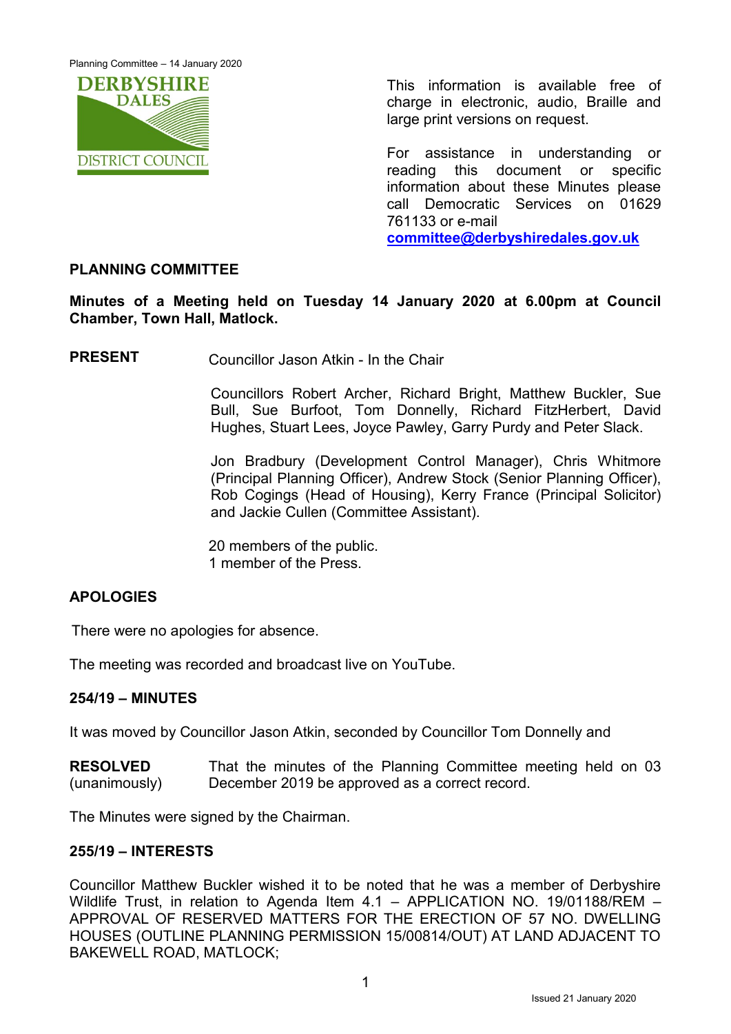This information is available free of charge in electronic, audio, Braille and large print versions on request.

For assistance in understanding or reading this document or specific information about these Minutes please call Democratic Services on 01629 761133 or e-mail **committee@derbyshiredales.gov.uk**

## PLANNING COMMITTEE

**Minutes of a Meeting held on Tuesday 14 January 2020 at 6.00pm at Council Chamber, Town Hall, Matlock.**

**PRESENT**

Councillor Jason Atkin - In the Chair

Councillors Robert Archer, Richard Bright, Matthew Buckler, Sue Bull, Sue Burfoot, Tom Donnelly, Richard FitzHerbert, David Hughes, Stuart Lees, Joyce Pawley, Garry Purdy and Peter Slack.

Jon Bradbury (Development Control Manager), Chris Whitmore (Principal Planning Officer), Andrew Stock (Senior Planning Officer), Rob Cogings (Head of Housing), Kerry France (Principal Solicitor) and Jackie Cullen (Committee Assistant).

20 members of the public.
1 member of the Press.

### APOLOGIES

There were no apologies for absence.

The meeting was recorded and broadcast live on YouTube.

### 254/19 – MINUTES

It was moved by Councillor Jason Atkin, seconded by Councillor Tom Donnelly and

**RESOLVED** (unanimously) That the minutes of the Planning Committee meeting held on 03 December 2019 be approved as a correct record.

The Minutes were signed by the Chairman.

### 255/19 – INTERESTS

Councillor Matthew Buckler wished it to be noted that he was a member of Derbyshire Wildlife Trust, in relation to Agenda Item 4.1 – APPLICATION NO. 19/01188/REM – APPROVAL OF RESERVED MATTERS FOR THE ERECTION OF 57 NO. DWELLING HOUSES (OUTLINE PLANNING PERMISSION 15/00814/OUT) AT LAND ADJACENT TO BAKEWELL ROAD, MATLOCK;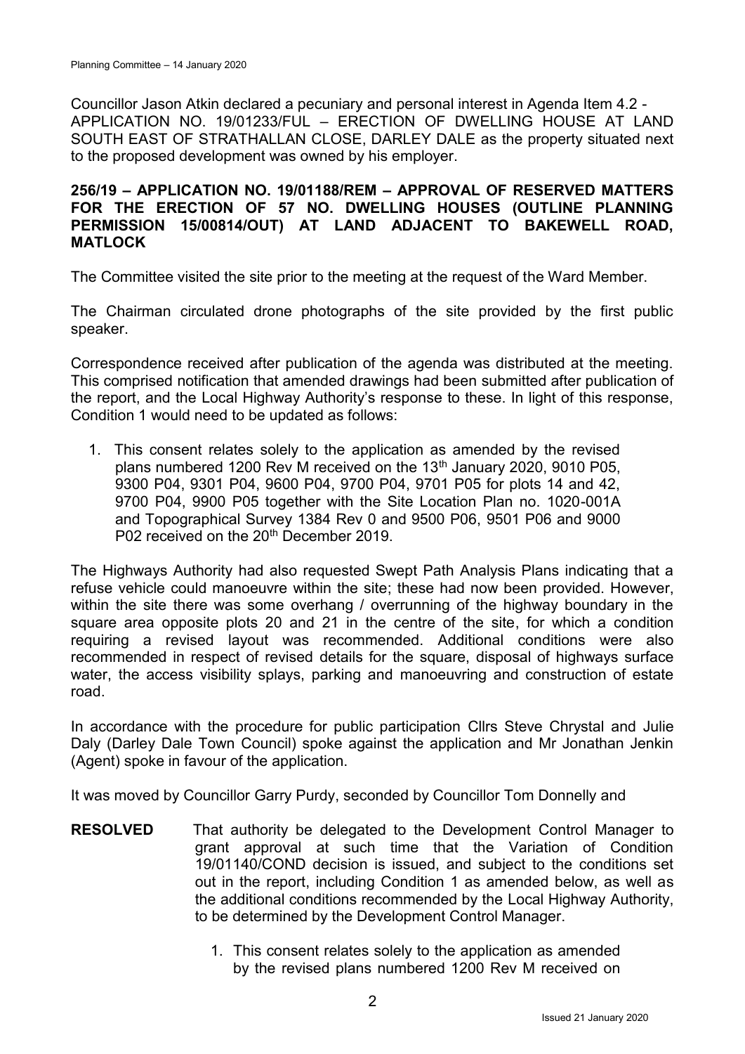Councillor Jason Atkin declared a pecuniary and personal interest in Agenda Item 4.2 - APPLICATION NO. 19/01233/FUL – ERECTION OF DWELLING HOUSE AT LAND SOUTH EAST OF STRATHALLAN CLOSE, DARLEY DALE as the property situated next to the proposed development was owned by his employer.

**256/19 – APPLICATION NO. 19/01188/REM – APPROVAL OF RESERVED MATTERS FOR THE ERECTION OF 57 NO. DWELLING HOUSES (OUTLINE PLANNING PERMISSION 15/00814/OUT) AT LAND ADJACENT TO BAKEWELL ROAD, MATLOCK**

The Committee visited the site prior to the meeting at the request of the Ward Member.

The Chairman circulated drone photographs of the site provided by the first public speaker.

Correspondence received after publication of the agenda was distributed at the meeting. This comprised notification that amended drawings had been submitted after publication of the report, and the Local Highway Authority's response to these. In light of this response, Condition 1 would need to be updated as follows:

1. This consent relates solely to the application as amended by the revised plans numbered 1200 Rev M received on the 13th January 2020, 9010 P05, 9300 P04, 9301 P04, 9600 P04, 9700 P04, 9701 P05 for plots 14 and 42, 9700 P04, 9900 P05 together with the Site Location Plan no. 1020-001A and Topographical Survey 1384 Rev 0 and 9500 P06, 9501 P06 and 9000 P02 received on the 20th December 2019.

The Highways Authority had also requested Swept Path Analysis Plans indicating that a refuse vehicle could manoeuvre within the site; these had now been provided. However, within the site there was some overhang / overrunning of the highway boundary in the square area opposite plots 20 and 21 in the centre of the site, for which a condition requiring a revised layout was recommended. Additional conditions were also recommended in respect of revised details for the square, disposal of highways surface water, the access visibility splays, parking and manoeuvring and construction of estate road.

In accordance with the procedure for public participation Cllrs Steve Chrystal and Julie Daly (Darley Dale Town Council) spoke against the application and Mr Jonathan Jenkin (Agent) spoke in favour of the application.

It was moved by Councillor Garry Purdy, seconded by Councillor Tom Donnelly and

**RESOLVED** That authority be delegated to the Development Control Manager to grant approval at such time that the Variation of Condition 19/01140/COND decision is issued, and subject to the conditions set out in the report, including Condition 1 as amended below, as well as the additional conditions recommended by the Local Highway Authority, to be determined by the Development Control Manager.

1. This consent relates solely to the application as amended by the revised plans numbered 1200 Rev M received on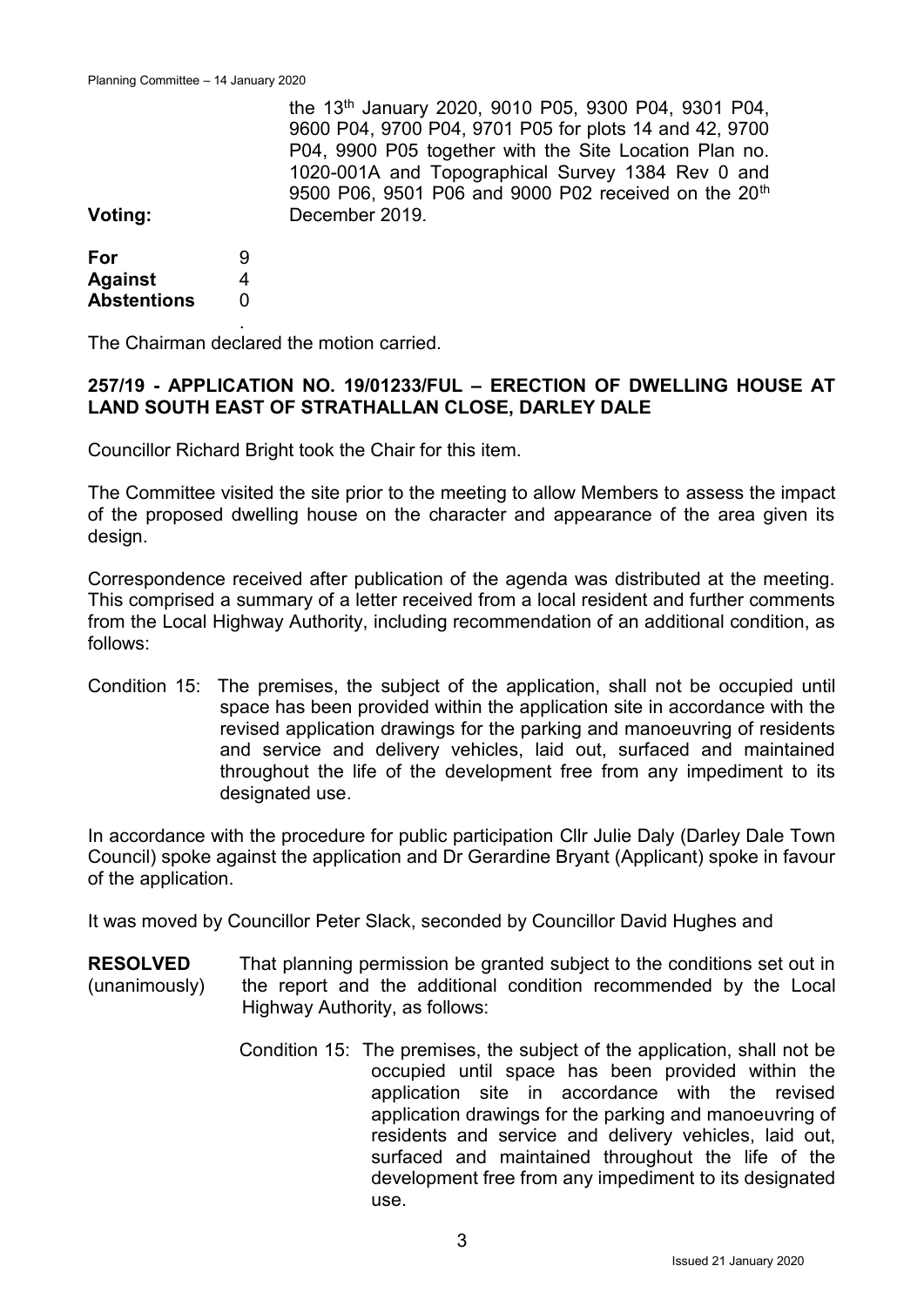the 13th January 2020, 9010 P05, 9300 P04, 9301 P04, 9600 P04, 9700 P04, 9701 P05 for plots 14 and 42, 9700 P04, 9900 P05 together with the Site Location Plan no. 1020-001A and Topographical Survey 1384 Rev 0 and 9500 P06, 9501 P06 and 9000 P02 received on the 20th December 2019.

**Voting:**

| | |
|---|---|
| **For** | 9 |
| **Against** | 4 |
| **Abstentions** | 0 |

The Chairman declared the motion carried.

**257/19 - APPLICATION NO. 19/01233/FUL – ERECTION OF DWELLING HOUSE AT LAND SOUTH EAST OF STRATHALLAN CLOSE, DARLEY DALE**

Councillor Richard Bright took the Chair for this item.

The Committee visited the site prior to the meeting to allow Members to assess the impact of the proposed dwelling house on the character and appearance of the area given its design.

Correspondence received after publication of the agenda was distributed at the meeting. This comprised a summary of a letter received from a local resident and further comments from the Local Highway Authority, including recommendation of an additional condition, as follows:

Condition 15: The premises, the subject of the application, shall not be occupied until space has been provided within the application site in accordance with the revised application drawings for the parking and manoeuvring of residents and service and delivery vehicles, laid out, surfaced and maintained throughout the life of the development free from any impediment to its designated use.

In accordance with the procedure for public participation Cllr Julie Daly (Darley Dale Town Council) spoke against the application and Dr Gerardine Bryant (Applicant) spoke in favour of the application.

It was moved by Councillor Peter Slack, seconded by Councillor David Hughes and

**RESOLVED** (unanimously) That planning permission be granted subject to the conditions set out in the report and the additional condition recommended by the Local Highway Authority, as follows:

Condition 15: The premises, the subject of the application, shall not be occupied until space has been provided within the application site in accordance with the revised application drawings for the parking and manoeuvring of residents and service and delivery vehicles, laid out, surfaced and maintained throughout the life of the development free from any impediment to its designated use.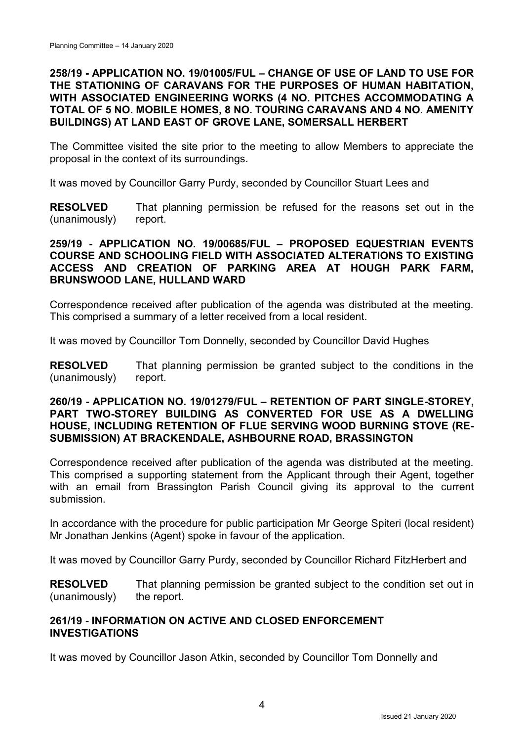**258/19 - APPLICATION NO. 19/01005/FUL – CHANGE OF USE OF LAND TO USE FOR THE STATIONING OF CARAVANS FOR THE PURPOSES OF HUMAN HABITATION, WITH ASSOCIATED ENGINEERING WORKS (4 NO. PITCHES ACCOMMODATING A TOTAL OF 5 NO. MOBILE HOMES, 8 NO. TOURING CARAVANS AND 4 NO. AMENITY BUILDINGS) AT LAND EAST OF GROVE LANE, SOMERSALL HERBERT**

The Committee visited the site prior to the meeting to allow Members to appreciate the proposal in the context of its surroundings.

It was moved by Councillor Garry Purdy, seconded by Councillor Stuart Lees and

**RESOLVED** (unanimously) That planning permission be refused for the reasons set out in the report.

**259/19 - APPLICATION NO. 19/00685/FUL – PROPOSED EQUESTRIAN EVENTS COURSE AND SCHOOLING FIELD WITH ASSOCIATED ALTERATIONS TO EXISTING ACCESS AND CREATION OF PARKING AREA AT HOUGH PARK FARM, BRUNSWOOD LANE, HULLAND WARD**

Correspondence received after publication of the agenda was distributed at the meeting. This comprised a summary of a letter received from a local resident.

It was moved by Councillor Tom Donnelly, seconded by Councillor David Hughes

**RESOLVED** (unanimously) That planning permission be granted subject to the conditions in the report.

**260/19 - APPLICATION NO. 19/01279/FUL – RETENTION OF PART SINGLE-STOREY, PART TWO-STOREY BUILDING AS CONVERTED FOR USE AS A DWELLING HOUSE, INCLUDING RETENTION OF FLUE SERVING WOOD BURNING STOVE (RE-SUBMISSION) AT BRACKENDALE, ASHBOURNE ROAD, BRASSINGTON**

Correspondence received after publication of the agenda was distributed at the meeting. This comprised a supporting statement from the Applicant through their Agent, together with an email from Brassington Parish Council giving its approval to the current submission.

In accordance with the procedure for public participation Mr George Spiteri (local resident) Mr Jonathan Jenkins (Agent) spoke in favour of the application.

It was moved by Councillor Garry Purdy, seconded by Councillor Richard FitzHerbert and

**RESOLVED** (unanimously) That planning permission be granted subject to the condition set out in the report.

**261/19 - INFORMATION ON ACTIVE AND CLOSED ENFORCEMENT INVESTIGATIONS**

It was moved by Councillor Jason Atkin, seconded by Councillor Tom Donnelly and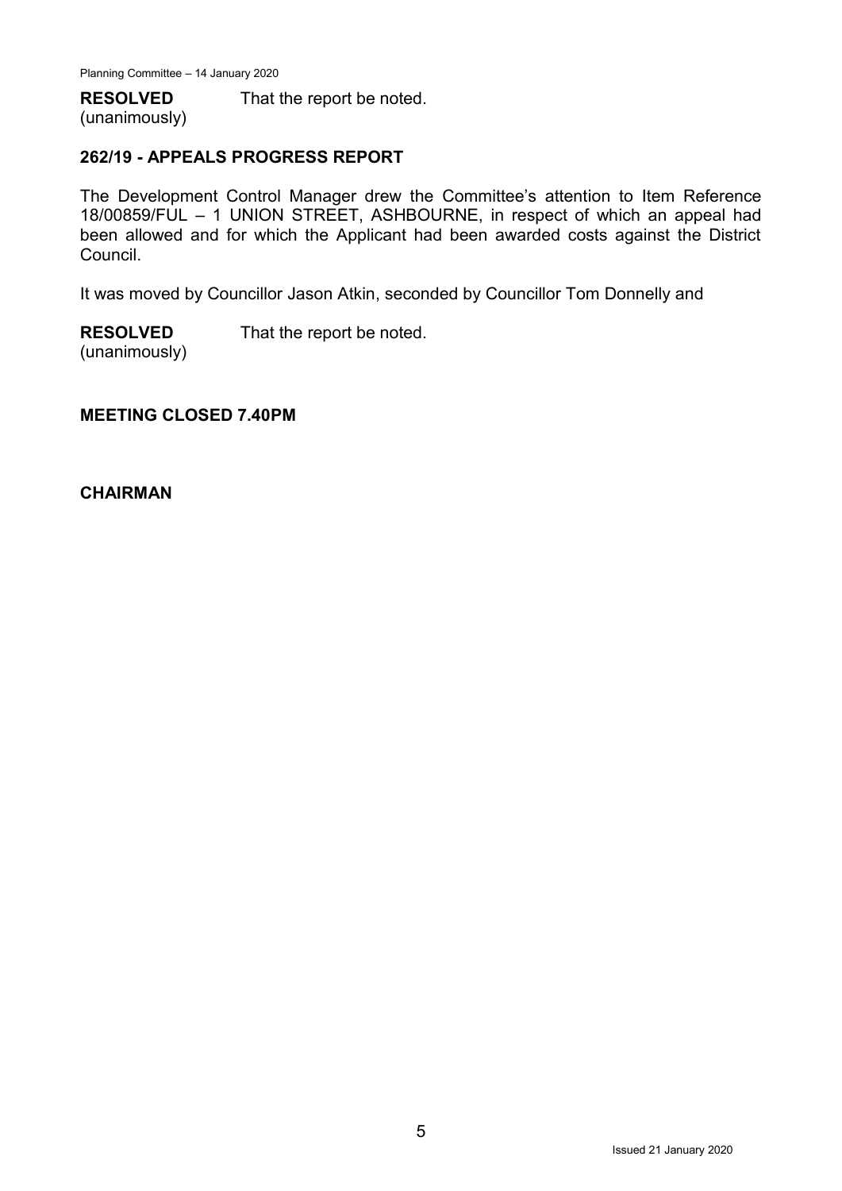**RESOLVED** (unanimously) That the report be noted.

## 262/19 - APPEALS PROGRESS REPORT

The Development Control Manager drew the Committee's attention to Item Reference 18/00859/FUL – 1 UNION STREET, ASHBOURNE, in respect of which an appeal had been allowed and for which the Applicant had been awarded costs against the District Council.

It was moved by Councillor Jason Atkin, seconded by Councillor Tom Donnelly and

**RESOLVED** (unanimously) That the report be noted.

**MEETING CLOSED 7.40PM**

**CHAIRMAN**

Issued 21 January 2020